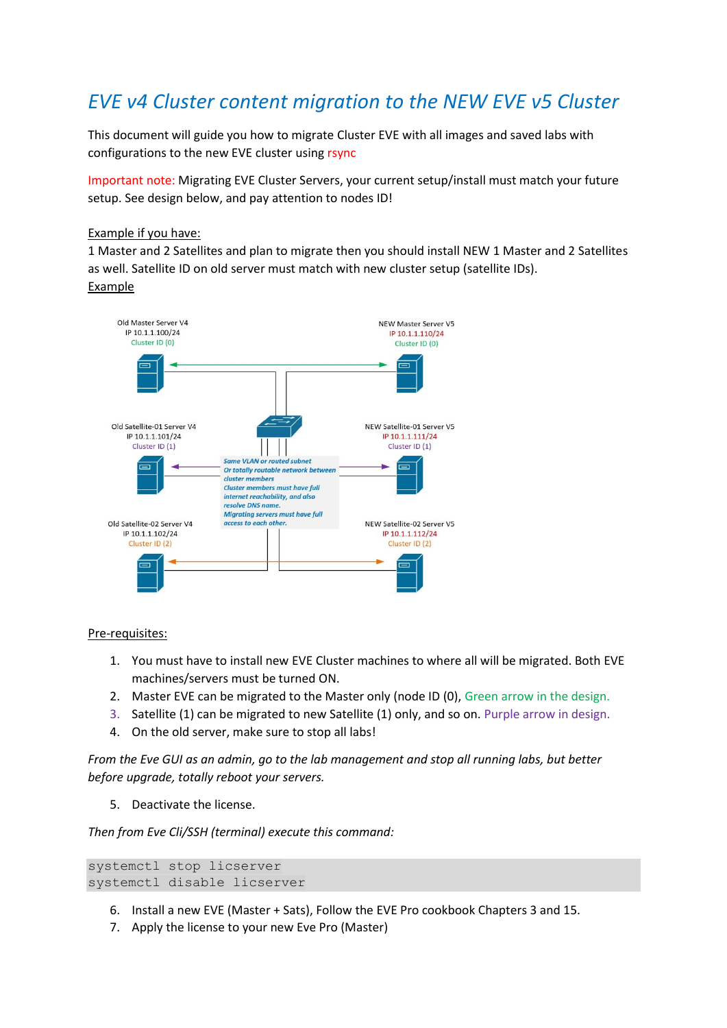# EVE v4 Cluster content migration to the NEW EVE v5 Cluster

This document will guide you how to migrate Cluster EVE with all images and saved labs with configurations to the new EVE cluster using rsync

Important note: Migrating EVE Cluster Servers, your current setup/install must match your future setup. See design below, and pay attention to nodes ID!

Example if you have:

1 Master and 2 Satellites and plan to migrate then you should install NEW 1 Master and 2 Satellites as well. Satellite ID on old server must match with new cluster setup (satellite IDs).

Example

Old Master Server V4
IP 10.1.1.100/24
Cluster ID (0)

NEW Master Server V5
IP 10.1.1.110/24
Cluster ID (0)

Old Satellite-01 Server V4
IP 10.1.1.101/24
Cluster ID (1)

NEW Satellite-01 Server V5
IP 10.1.1.111/24
Cluster ID (1)

*Same VLAN or routed subnet*
*Or totally routable network between cluster members*
*Cluster members must have full internet reachability, and also resolve DNS name.*
*Migrating servers must have full access to each other.*

Old Satellite-02 Server V4
IP 10.1.1.102/24
Cluster ID (2)

NEW Satellite-02 Server V5
IP 10.1.1.112/24
Cluster ID (2)

Pre-requisites:

1. You must have to install new EVE Cluster machines to where all will be migrated. Both EVE machines/servers must be turned ON.
2. Master EVE can be migrated to the Master only (node ID (0), Green arrow in the design.
3. Satellite (1) can be migrated to new Satellite (1) only, and so on. Purple arrow in design.
4. On the old server, make sure to stop all labs!

*From the Eve GUI as an admin, go to the lab management and stop all running labs, but better before upgrade, totally reboot your servers.*

5. Deactivate the license.

*Then from Eve Cli/SSH (terminal) execute this command:*

```
systemctl stop licserver
systemctl disable licserver
```

6. Install a new EVE (Master + Sats), Follow the EVE Pro cookbook Chapters 3 and 15.
7. Apply the license to your new Eve Pro (Master)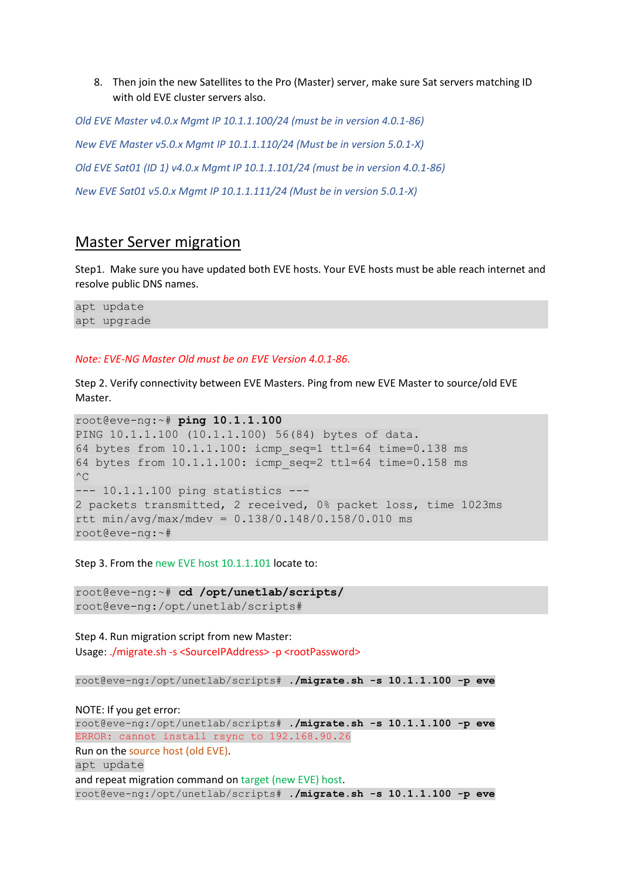8. Then join the new Satellites to the Pro (Master) server, make sure Sat servers matching ID with old EVE cluster servers also.

*Old EVE Master v4.0.x Mgmt IP 10.1.1.100/24 (must be in version 4.0.1-86)*

*New EVE Master v5.0.x Mgmt IP 10.1.1.110/24 (Must be in version 5.0.1-X)*

*Old EVE Sat01 (ID 1) v4.0.x Mgmt IP 10.1.1.101/24 (must be in version 4.0.1-86)*

*New EVE Sat01 v5.0.x Mgmt IP 10.1.1.111/24 (Must be in version 5.0.1-X)*

## Master Server migration

Step1. Make sure you have updated both EVE hosts. Your EVE hosts must be able reach internet and resolve public DNS names.

```
apt update
apt upgrade
```

*Note: EVE-NG Master Old must be on EVE Version 4.0.1-86.*

Step 2. Verify connectivity between EVE Masters. Ping from new EVE Master to source/old EVE Master.

```
root@eve-ng:~# ping 10.1.1.100
PING 10.1.1.100 (10.1.1.100) 56(84) bytes of data.
64 bytes from 10.1.1.100: icmp_seq=1 ttl=64 time=0.138 ms
64 bytes from 10.1.1.100: icmp_seq=2 ttl=64 time=0.158 ms
^C
--- 10.1.1.100 ping statistics ---
2 packets transmitted, 2 received, 0% packet loss, time 1023ms
rtt min/avg/max/mdev = 0.138/0.148/0.158/0.010 ms
root@eve-ng:~#
```

Step 3. From the new EVE host 10.1.1.101 locate to:

```
root@eve-ng:~# cd /opt/unetlab/scripts/
root@eve-ng:/opt/unetlab/scripts#
```

Step 4. Run migration script from new Master:
Usage: ./migrate.sh -s <SourceIPAddress> -p <rootPassword>

```
root@eve-ng:/opt/unetlab/scripts# ./migrate.sh -s 10.1.1.100 -p eve
```

NOTE: If you get error:

```
root@eve-ng:/opt/unetlab/scripts# ./migrate.sh -s 10.1.1.100 -p eve
ERROR: cannot install rsync to 192.168.90.26
```

Run on the source host (old EVE).

```
apt update
```

and repeat migration command on target (new EVE) host.

```
root@eve-ng:/opt/unetlab/scripts# ./migrate.sh -s 10.1.1.100 -p eve
```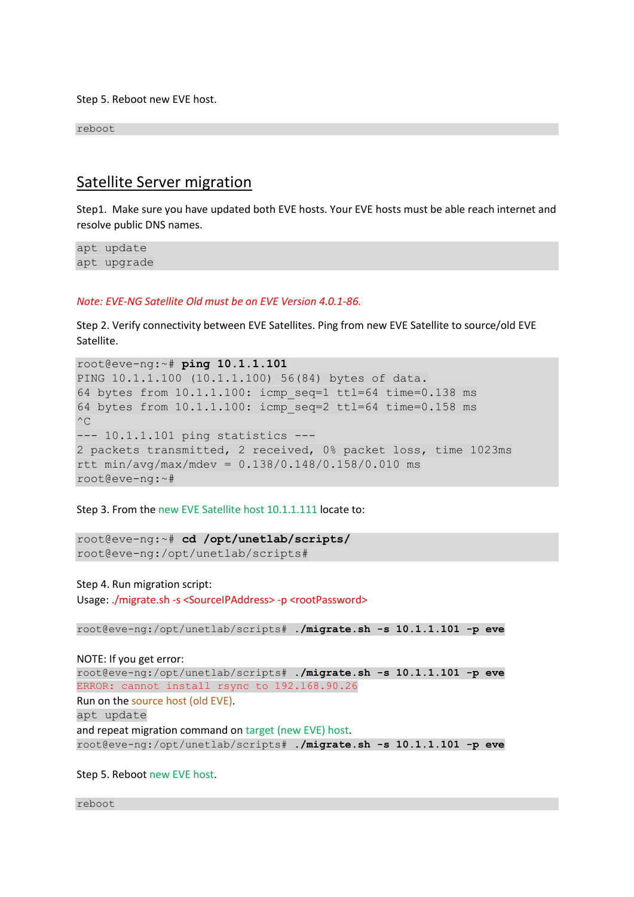Step 5. Reboot new EVE host.

```
reboot
```

## Satellite Server migration

Step1. Make sure you have updated both EVE hosts. Your EVE hosts must be able reach internet and resolve public DNS names.

```
apt update
apt upgrade
```

*Note: EVE-NG Satellite Old must be on EVE Version 4.0.1-86.*

Step 2. Verify connectivity between EVE Satellites. Ping from new EVE Satellite to source/old EVE Satellite.

```
root@eve-ng:~# ping 10.1.1.101
PING 10.1.1.100 (10.1.1.100) 56(84) bytes of data.
64 bytes from 10.1.1.100: icmp_seq=1 ttl=64 time=0.138 ms
64 bytes from 10.1.1.100: icmp_seq=2 ttl=64 time=0.158 ms
^C
--- 10.1.1.101 ping statistics ---
2 packets transmitted, 2 received, 0% packet loss, time 1023ms
rtt min/avg/max/mdev = 0.138/0.148/0.158/0.010 ms
root@eve-ng:~#
```

Step 3. From the new EVE Satellite host 10.1.1.111 locate to:

```
root@eve-ng:~# cd /opt/unetlab/scripts/
root@eve-ng:/opt/unetlab/scripts#
```

Step 4. Run migration script:
Usage: ./migrate.sh -s <SourceIPAddress> -p <rootPassword>

```
root@eve-ng:/opt/unetlab/scripts# ./migrate.sh -s 10.1.1.101 -p eve
```

NOTE: If you get error:

```
root@eve-ng:/opt/unetlab/scripts# ./migrate.sh -s 10.1.1.101 -p eve
ERROR: cannot install rsync to 192.168.90.26
```

Run on the source host (old EVE).

```
apt update
```

and repeat migration command on target (new EVE) host.

```
root@eve-ng:/opt/unetlab/scripts# ./migrate.sh -s 10.1.1.101 -p eve
```

Step 5. Reboot new EVE host.

```
reboot
```